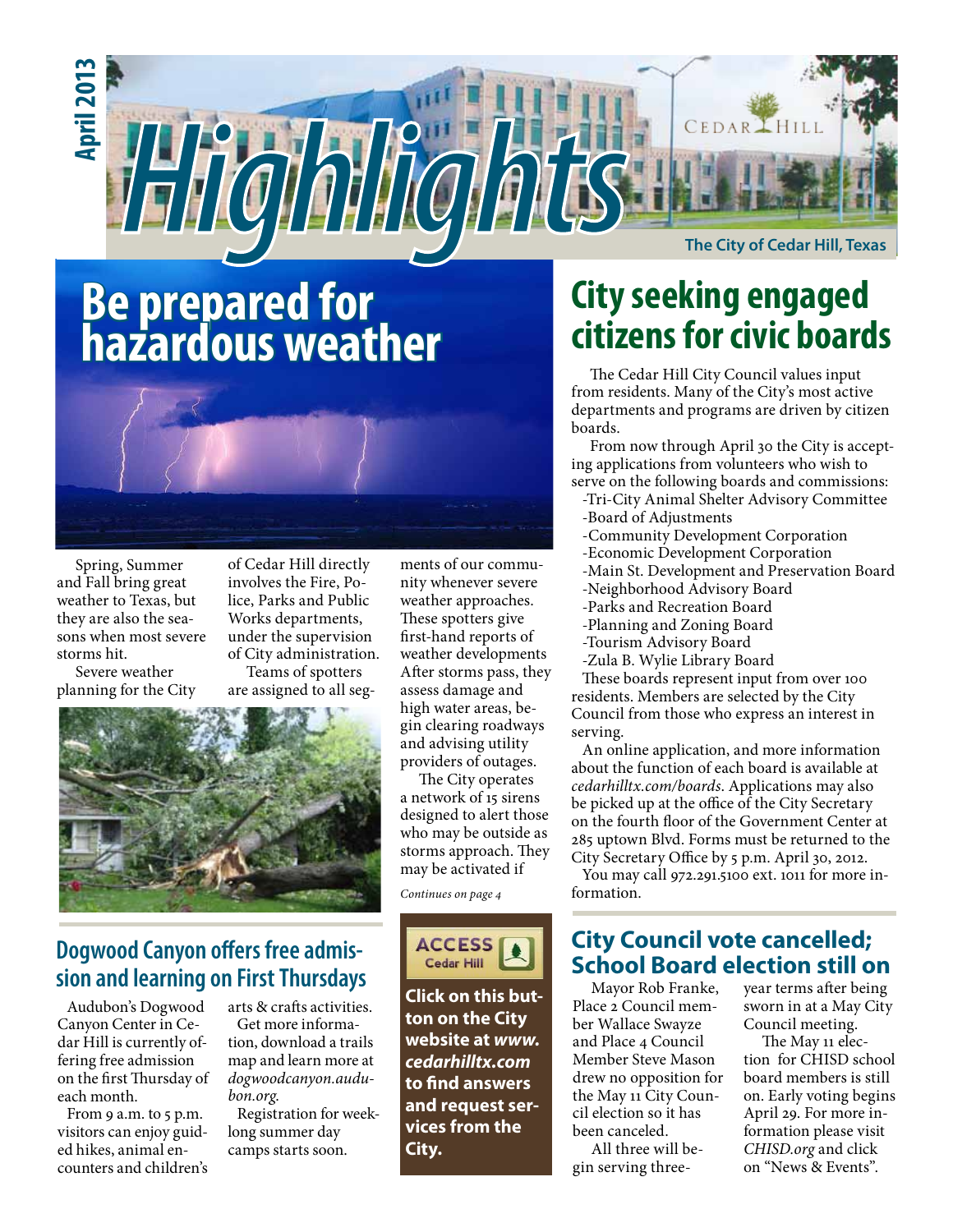# Highlights

April 2013

The City of Cedar Hill, Texas

## Be prepared for hazardous weather

Spring, Summer and Fall bring great weather to Texas, but they are also the seasons when most severe storms hit.

Severe weather planning for the City of Cedar Hill directly involves the Fire, Police, Parks and Public Works departments, under the supervision of City administration.

Teams of spotters are assigned to all segments of our community whenever severe weather approaches. These spotters give first-hand reports of weather developments After storms pass, they assess damage and high water areas, begin clearing roadways and advising utility providers of outages.

The City operates a network of 15 sirens designed to alert those who may be outside as storms approach. They may be activated if

*Continues on page 4*

## City seeking engaged citizens for civic boards

The Cedar Hill City Council values input from residents. Many of the City's most active departments and programs are driven by citizen boards.

From now through April 30 the City is accepting applications from volunteers who wish to serve on the following boards and commissions:

- Tri-City Animal Shelter Advisory Committee
- Board of Adjustments
- Community Development Corporation
- Economic Development Corporation
- Main St. Development and Preservation Board
- Neighborhood Advisory Board
- Parks and Recreation Board
- Planning and Zoning Board
- Tourism Advisory Board
- Zula B. Wylie Library Board

These boards represent input from over 100 residents. Members are selected by the City Council from those who express an interest in serving.

An online application, and more information about the function of each board is available at *cedarhilltx.com/boards*. Applications may also be picked up at the office of the City Secretary on the fourth floor of the Government Center at 285 uptown Blvd. Forms must be returned to the City Secretary Office by 5 p.m. April 30, 2012.

You may call 972.291.5100 ext. 1011 for more information.

## Dogwood Canyon offers free admission and learning on First Thursdays

Audubon's Dogwood Canyon Center in Cedar Hill is currently offering free admission on the first Thursday of each month.

From 9 a.m. to 5 p.m. visitors can enjoy guided hikes, animal encounters and children's arts & crafts activities.

Get more information, download a trails map and learn more at *dogwoodcanyon.audubon.org.*

Registration for week-long summer day camps starts soon.

**ACCESS Cedar Hill**

**Click on this button on the City website at *www.cedarhilltx.com* to find answers and request services from the City.**

## City Council vote cancelled; School Board election still on

Mayor Rob Franke, Place 2 Council member Wallace Swayze and Place 4 Council Member Steve Mason drew no opposition for the May 11 City Council election so it has been canceled.

All three will begin serving three-year terms after being sworn in at a May City Council meeting.

The May 11 election for CHISD school board members is still on. Early voting begins April 29. For more information please visit *CHISD.org* and click on "News & Events".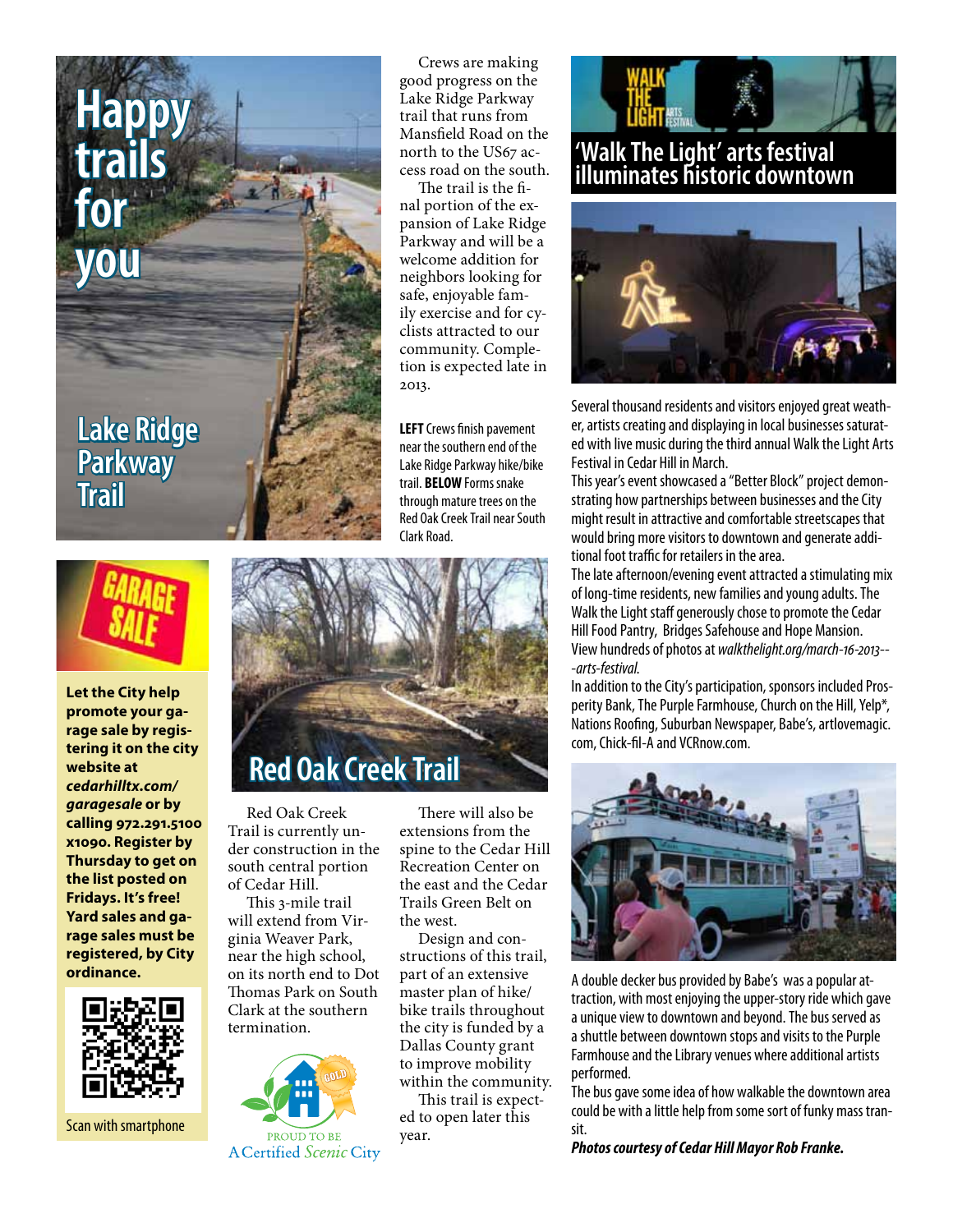# Happy trails for you

## Lake Ridge Parkway Trail

Crews are making good progress on the Lake Ridge Parkway trail that runs from Mansfield Road on the north to the US67 access road on the south.

The trail is the final portion of the expansion of Lake Ridge Parkway and will be a welcome addition for neighbors looking for safe, enjoyable family exercise and for cyclists attracted to our community. Completion is expected late in 2013.

**LEFT** Crews finish pavement near the southern end of the Lake Ridge Parkway hike/bike trail. **BELOW** Forms snake through mature trees on the Red Oak Creek Trail near South Clark Road.

## Red Oak Creek Trail

Red Oak Creek Trail is currently under construction in the south central portion of Cedar Hill.

This 3-mile trail will extend from Virginia Weaver Park, near the high school, on its north end to Dot Thomas Park on South Clark at the southern termination.

There will also be extensions from the spine to the Cedar Hill Recreation Center on the east and the Cedar Trails Green Belt on the west.

Design and constructions of this trail, part of an extensive master plan of hike/bike trails throughout the city is funded by a Dallas County grant to improve mobility within the community.

This trail is expected to open later this year.

PROUD TO BE A Certified *Scenic* City

## GARAGE SALE

**Let the City help promote your garage sale by registering it on the city website at *cedarhilltx.com/garagesale* or by calling 972.291.5100 x1090. Register by Thursday to get on the list posted on Fridays. It's free! Yard sales and garage sales must be registered, by City ordinance.**

Scan with smartphone

## 'Walk The Light' arts festival illuminates historic downtown

Several thousand residents and visitors enjoyed great weather, artists creating and displaying in local businesses saturated with live music during the third annual Walk the Light Arts Festival in Cedar Hill in March.

This year's event showcased a "Better Block" project demonstrating how partnerships between businesses and the City might result in attractive and comfortable streetscapes that would bring more visitors to downtown and generate additional foot traffic for retailers in the area.

The late afternoon/evening event attracted a stimulating mix of long-time residents, new families and young adults. The Walk the Light staff generously chose to promote the Cedar Hill Food Pantry, Bridges Safehouse and Hope Mansion. View hundreds of photos at *walkthelight.org/march-16-2013---arts-festival*.

In addition to the City's participation, sponsors included Prosperity Bank, The Purple Farmhouse, Church on the Hill, Yelp*, Nations Roofing, Suburban Newspaper, Babe's, artlovemagic.com, Chick-fil-A and VCRnow.com.

A double decker bus provided by Babe's was a popular attraction, with most enjoying the upper-story ride which gave a unique view to downtown and beyond. The bus served as a shuttle between downtown stops and visits to the Purple Farmhouse and the Library venues where additional artists performed.

The bus gave some idea of how walkable the downtown area could be with a little help from some sort of funky mass transit.

***Photos courtesy of Cedar Hill Mayor Rob Franke.***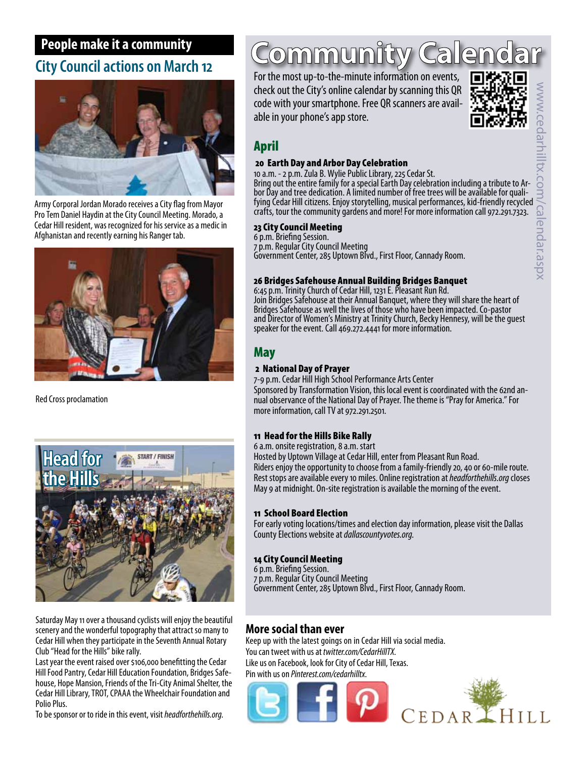## People make it a community

## City Council actions on March 12

Army Corporal Jordan Morado receives a City flag from Mayor Pro Tem Daniel Haydin at the City Council Meeting. Morado, a Cedar Hill resident, was recognized for his service as a medic in Afghanistan and recently earning his Ranger tab.

Red Cross proclamation

Saturday May 11 over a thousand cyclists will enjoy the beautiful scenery and the wonderful topography that attract so many to Cedar Hill when they participate in the Seventh Annual Rotary Club "Head for the Hills" bike rally.

Last year the event raised over $106,000 benefitting the Cedar Hill Food Pantry, Cedar Hill Education Foundation, Bridges Safehouse, Hope Mansion, Friends of the Tri-City Animal Shelter, the Cedar Hill Library, TROT, CPAAA the Wheelchair Foundation and Polio Plus.

To be sponsor or to ride in this event, visit *headforthehills.org.*

# Community Calendar

For the most up-to-the-minute information on events, check out the City's online calendar by scanning this QR code with your smartphone. Free QR scanners are available in your phone's app store.

www.cedarhilltx.com/calendar.aspx

## April

### 20 Earth Day and Arbor Day Celebration

10 a.m. - 2 p.m. Zula B. Wylie Public Library, 225 Cedar St.

Bring out the entire family for a special Earth Day celebration including a tribute to Arbor Day and tree dedication. A limited number of free trees will be available for qualifying Cedar Hill citizens. Enjoy storytelling, musical performances, kid-friendly recycled crafts, tour the community gardens and more! For more information call 972.291.7323.

### 23 City Council Meeting

6 p.m. Briefing Session.
7 p.m. Regular City Council Meeting
Government Center, 285 Uptown Blvd., First Floor, Cannady Room.

### 26 Bridges Safehouse Annual Building Bridges Banquet

6:45 p.m. Trinity Church of Cedar Hill, 1231 E. Pleasant Run Rd.

Join Bridges Safehouse at their Annual Banquet, where they will share the heart of Bridges Safehouse as well the lives of those who have been impacted. Co-pastor and Director of Women's Ministry at Trinity Church, Becky Hennesy, will be the guest speaker for the event. Call 469.272.4441 for more information.

## May

### 2 National Day of Prayer

7-9 p.m. Cedar Hill High School Performance Arts Center

Sponsored by Transformation Vision, this local event is coordinated with the 62nd annual observance of the National Day of Prayer. The theme is "Pray for America." For more information, call TV at 972.291.2501.

### 11 Head for the Hills Bike Rally

6 a.m. onsite registration, 8 a.m. start

Hosted by Uptown Village at Cedar Hill, enter from Pleasant Run Road.

Riders enjoy the opportunity to choose from a family-friendly 20, 40 or 60-mile route. Rest stops are available every 10 miles. Online registration at *headforthehills.org* closes May 9 at midnight. On-site registration is available the morning of the event.

### 11 School Board Election

For early voting locations/times and election day information, please visit the Dallas County Elections website at *dallascountyvotes.org.*

### 14 City Council Meeting

6 p.m. Briefing Session.
7 p.m. Regular City Council Meeting
Government Center, 285 Uptown Blvd., First Floor, Cannady Room.

## More social than ever

Keep up with the latest goings on in Cedar Hill via social media.

You can tweet with us at *twitter.com/CedarHillTX.*

Like us on Facebook, look for City of Cedar Hill, Texas.

Pin with us on *Pinterest.com/cedarhilltx.*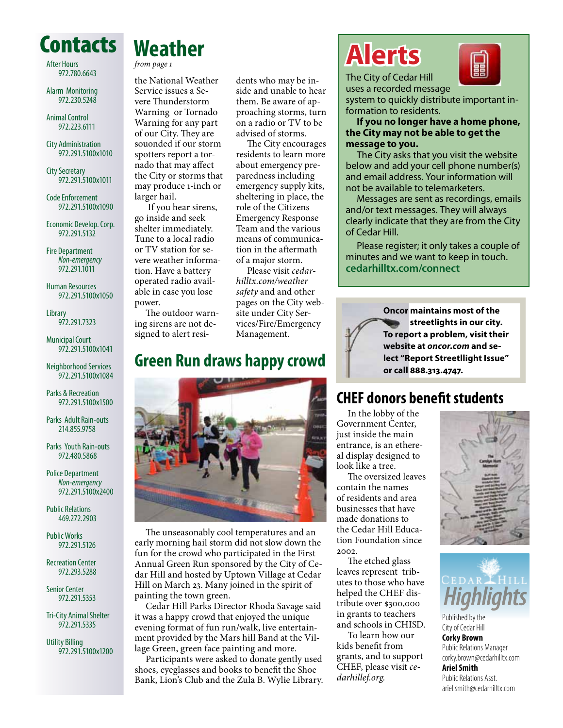# Contacts

After Hours
972.780.6643

Alarm Monitoring
972.230.5248

Animal Control
972.223.6111

City Administration
972.291.5100x1010

City Secretary
972.291.5100x1011

Code Enforcement
972.291.5100x1090

Economic Develop. Corp.
972.291.5132

Fire Department
*Non-emergency*
972.291.1011

Human Resources
972.291.5100x1050

Library
972.291.7323

Municipal Court
972.291.5100x1041

Neighborhood Services
972.291.5100x1084

Parks & Recreation
972.291.5100x1500

Parks Adult Rain-outs
214.855.9758

Parks Youth Rain-outs
972.480.5868

Police Department
*Non-emergency*
972.291.5100x2400

Public Relations
469.272.2903

Public Works
972.291.5126

Recreation Center
972.293.5288

Senior Center
972.291.5353

Tri-City Animal Shelter
972.291.5335

Utility Billing
972.291.5100x1200

# Weather

*from page 1*

the National Weather Service issues a Severe Thunderstorm Warning or Tornado Warning for any part of our City. They are souonded if our storm spotters report a tornado that may affect the City or storms that may produce 1-inch or larger hail.

If you hear sirens, go inside and seek shelter immediately. Tune to a local radio or TV station for severe weather information. Have a battery operated radio available in case you lose power.

The outdoor warning sirens are not designed to alert residents who may be inside and unable to hear them. Be aware of approaching storms, turn on a radio or TV to be advised of storms.

The City encourages residents to learn more about emergency preparedness including emergency supply kits, sheltering in place, the role of the Citizens Emergency Response Team and the various means of communication in the aftermath of a major storm.

Please visit *cedarhilltx.com/weather safety* and and other pages on the City website under City Services/Fire/Emergency Management.

# Green Run draws happy crowd

The unseasonably cool temperatures and an early morning hail storm did not slow down the fun for the crowd who participated in the First Annual Green Run sponsored by the City of Cedar Hill and hosted by Uptown Village at Cedar Hill on March 23. Many joined in the spirit of painting the town green.

Cedar Hill Parks Director Rhoda Savage said it was a happy crowd that enjoyed the unique evening format of fun run/walk, live entertainment provided by the Mars hill Band at the Village Green, green face painting and more.

Participants were asked to donate gently used shoes, eyeglasses and books to benefit the Shoe Bank, Lion's Club and the Zula B. Wylie Library.

# Alerts

The City of Cedar Hill uses a recorded message system to quickly distribute important information to residents.

**If you no longer have a home phone, the City may not be able to get the message to you.**

The City asks that you visit the website below and add your cell phone number(s) and email address. Your information will not be available to telemarketers.

Messages are sent as recordings, emails and/or text messages. They will always clearly indicate that they are from the City of Cedar Hill.

Please register; it only takes a couple of minutes and we want to keep in touch.
**cedarhilltx.com/connect**

**Oncor maintains most of the streetlights in our city. To report a problem, visit their website at *oncor.com* and select "Report Streetllight Issue" or call 888.313.4747.**

# CHEF donors benefit students

In the lobby of the Government Center, just inside the main entrance, is an ethereal display designed to look like a tree.

The oversized leaves contain the names of residents and area businesses that have made donations to the Cedar Hill Education Foundation since 2002.

The etched glass leaves represent tributes to those who have helped the CHEF distribute over $300,000 in grants to teachers and schools in CHISD.

To learn how our kids benefit from grants, and to support CHEF, please visit *cedarhillef.org*.

Cedar Hill *Highlights*

Published by the City of Cedar Hill
**Corky Brown**
Public Relations Manager
corky.brown@cedarhilltx.com
**Ariel Smith**
Public Relations Asst.
ariel.smith@cedarhilltx.com